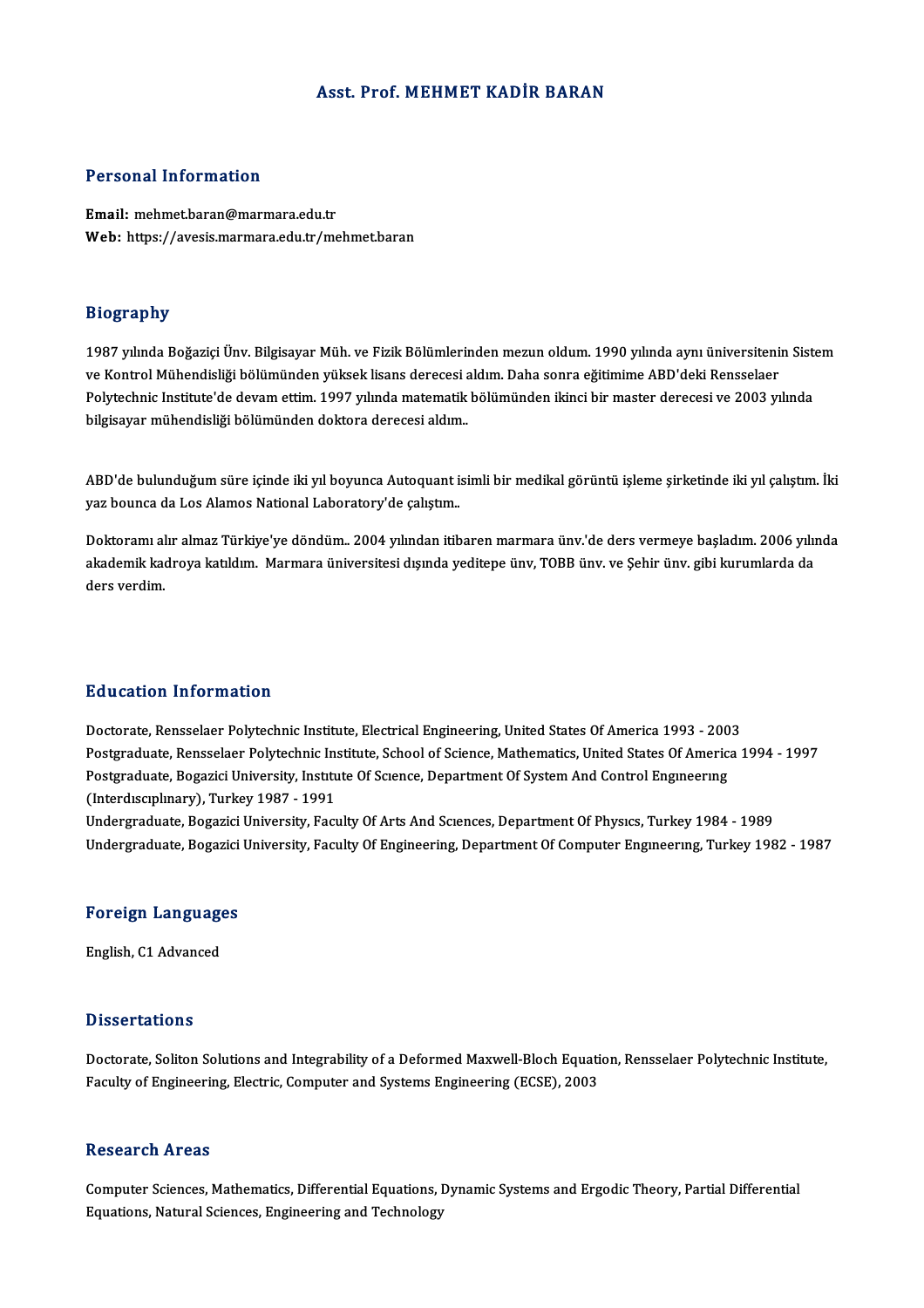# Asst. Prof. MEHMET KADİR BARAN

## Personal Information

**Email:** mehmet.baran@marmara.edu.tr
**Web:** https://avesis.marmara.edu.tr/mehmet.baran

## Biography

1987 yılında Boğaziçi Ünv. Bilgisayar Müh. ve Fizik Bölümlerinden mezun oldum. 1990 yılında aynı üniversitenin Sistem ve Kontrol Mühendisliği bölümünden yüksek lisans derecesi aldım. Daha sonra eğitimime ABD'deki Rensselaer Polytechnic Institute'de devam ettim. 1997 yılında matematik bölümünden ikinci bir master derecesi ve 2003 yılında bilgisayar mühendisliği bölümünden doktora derecesi aldım..

ABD'de bulunduğum süre içinde iki yıl boyunca Autoquant isimli bir medikal görüntü işleme şirketinde iki yıl çalıştım. İki yaz bounca da Los Alamos National Laboratory'de çalıştım..

Doktoramı alır almaz Türkiye'ye döndüm.. 2004 yılından itibaren marmara ünv.'de ders vermeye başladım. 2006 yılında akademik kadroya katıldım. Marmara üniversitesi dışında yeditepe ünv, TOBB ünv. ve Şehir ünv. gibi kurumlarda da ders verdim.

## Education Information

Doctorate, Rensselaer Polytechnic Institute, Electrical Engineering, United States Of America 1993 - 2003
Postgraduate, Rensselaer Polytechnic Institute, School of Science, Mathematics, United States Of America 1994 - 1997
Postgraduate, Bogazici University, Institute Of Science, Department Of System And Control Engineering (Interdisciplinary), Turkey 1987 - 1991
Undergraduate, Bogazici University, Faculty Of Arts And Sciences, Department Of Physics, Turkey 1984 - 1989
Undergraduate, Bogazici University, Faculty Of Engineering, Department Of Computer Engineering, Turkey 1982 - 1987

## Foreign Languages

English, C1 Advanced

## Dissertations

Doctorate, Soliton Solutions and Integrability of a Deformed Maxwell-Bloch Equation, Rensselaer Polytechnic Institute, Faculty of Engineering, Electric, Computer and Systems Engineering (ECSE), 2003

## Research Areas

Computer Sciences, Mathematics, Differential Equations, Dynamic Systems and Ergodic Theory, Partial Differential Equations, Natural Sciences, Engineering and Technology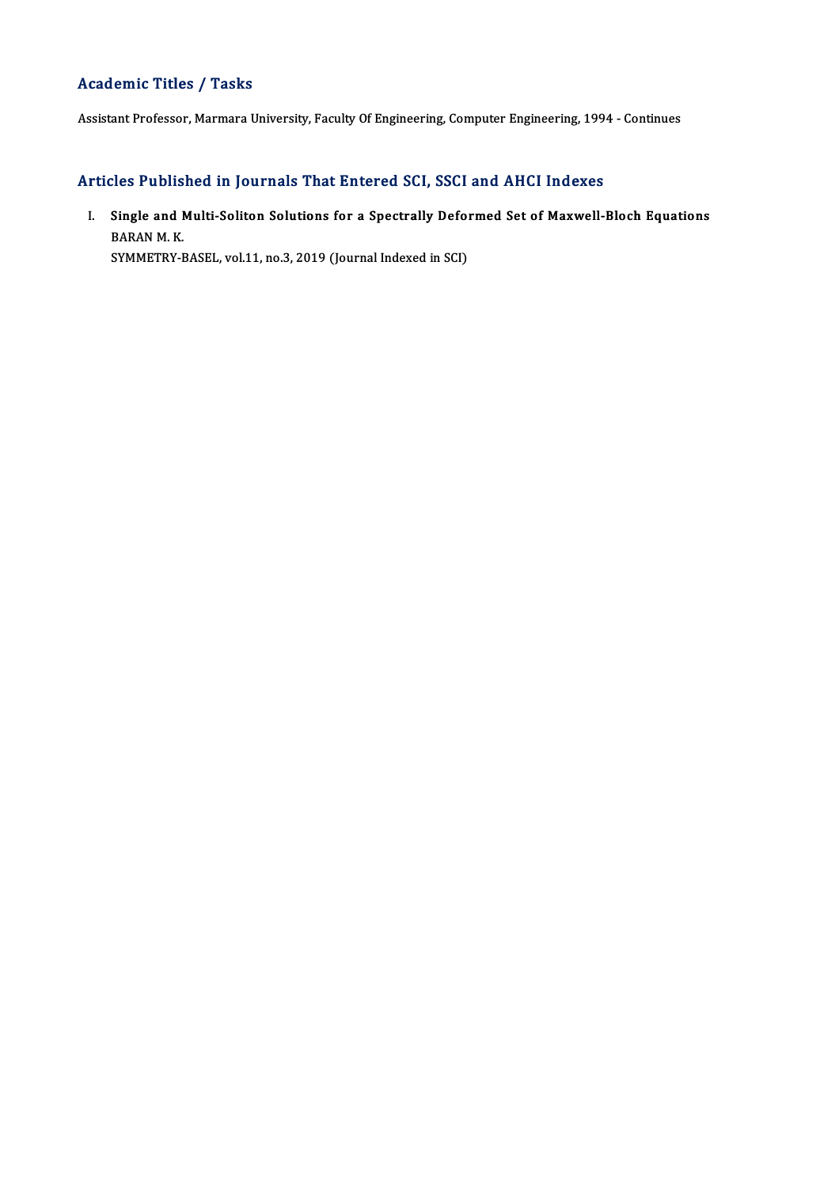## Academic Titles / Tasks

Assistant Professor, Marmara University, Faculty Of Engineering, Computer Engineering, 1994 - Continues

## Articles Published in Journals That Entered SCI, SSCI and AHCI Indexes

I. **Single and Multi-Soliton Solutions for a Spectrally Deformed Set of Maxwell-Bloch Equations**
   BARAN M. K.
   SYMMETRY-BASEL, vol.11, no.3, 2019 (Journal Indexed in SCI)